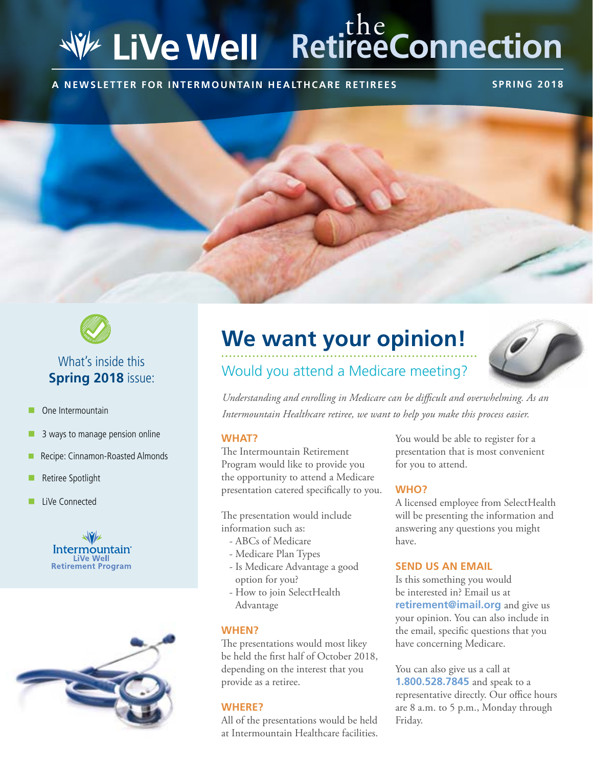# LiVe Well the RetireeConnection

**A NEWSLETTER FOR INTERMOUNTAIN HEALTHCARE RETIREES** **SPRING 2018**

What's inside this **Spring 2018** issue:

- One Intermountain
- 3 ways to manage pension online
- Recipe: Cinnamon-Roasted Almonds
- Retiree Spotlight
- LiVe Connected

Intermountain LiVe Well Retirement Program

## We want your opinion!

### Would you attend a Medicare meeting?

*Understanding and enrolling in Medicare can be difficult and overwhelming. As an Intermountain Healthcare retiree, we want to help you make this process easier.*

**WHAT?**

The Intermountain Retirement Program would like to provide you the opportunity to attend a Medicare presentation catered specifically to you.

The presentation would include information such as:
- ABCs of Medicare
- Medicare Plan Types
- Is Medicare Advantage a good option for you?
- How to join SelectHealth Advantage

**WHEN?**

The presentations would most likey be held the first half of October 2018, depending on the interest that you provide as a retiree.

**WHERE?**

All of the presentations would be held at Intermountain Healthcare facilities. You would be able to register for a presentation that is most convenient for you to attend.

**WHO?**

A licensed employee from SelectHealth will be presenting the information and answering any questions you might have.

**SEND US AN EMAIL**

Is this something you would be interested in? Email us at **retirement@imail.org** and give us your opinion. You can also include in the email, specific questions that you have concerning Medicare.

You can also give us a call at **1.800.528.7845** and speak to a representative directly. Our office hours are 8 a.m. to 5 p.m., Monday through Friday.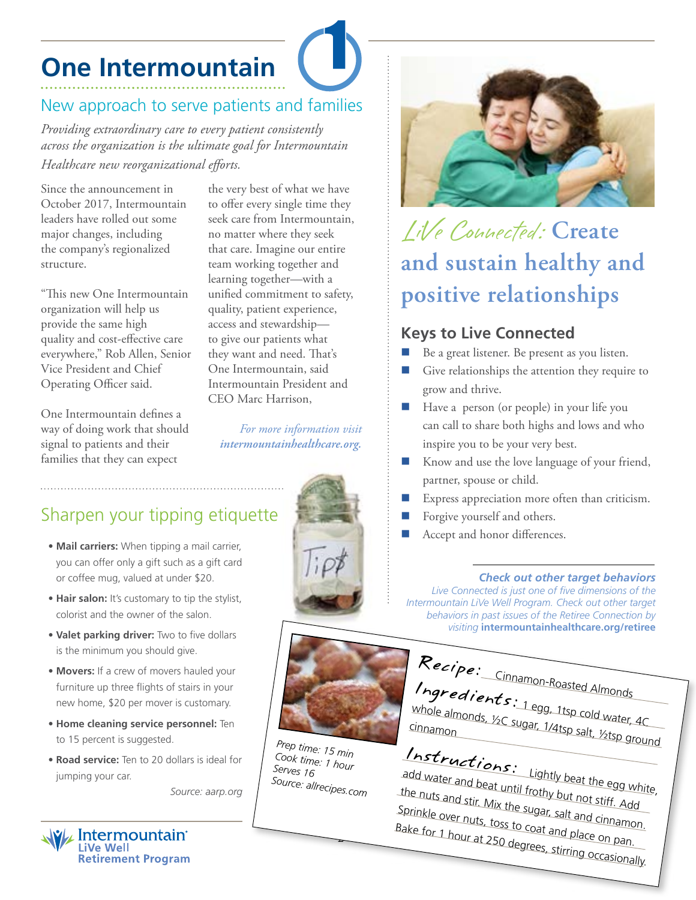# One Intermountain

## New approach to serve patients and families

*Providing extraordinary care to every patient consistently across the organization is the ultimate goal for Intermountain Healthcare new reorganizational efforts.*

Since the announcement in October 2017, Intermountain leaders have rolled out some major changes, including the company's regionalized structure.

"This new One Intermountain organization will help us provide the same high quality and cost-effective care everywhere," Rob Allen, Senior Vice President and Chief Operating Officer said.

One Intermountain defines a way of doing work that should signal to patients and their families that they can expect the very best of what we have to offer every single time they seek care from Intermountain, no matter where they seek that care. Imagine our entire team working together and learning together—with a unified commitment to safety, quality, patient experience, access and stewardship—to give our patients what they want and need. That's One Intermountain, said Intermountain President and CEO Marc Harrison,

*For more information visit* ***intermountainhealthcare.org.***

## Sharpen your tipping etiquette

- **Mail carriers:** When tipping a mail carrier, you can offer only a gift such as a gift card or coffee mug, valued at under $20.
- **Hair salon:** It's customary to tip the stylist, colorist and the owner of the salon.
- **Valet parking driver:** Two to five dollars is the minimum you should give.
- **Movers:** If a crew of movers hauled your furniture up three flights of stairs in your new home, $20 per mover is customary.
- **Home cleaning service personnel:** Ten to 15 percent is suggested.
- **Road service:** Ten to 20 dollars is ideal for jumping your car.

*Source: aarp.org*

## *LiVe Connected:* Create and sustain healthy and positive relationships

### Keys to Live Connected

- Be a great listener. Be present as you listen.
- Give relationships the attention they require to grow and thrive.
- Have a person (or people) in your life you can call to share both highs and lows and who inspire you to be your very best.
- Know and use the love language of your friend, partner, spouse or child.
- Express appreciation more often than criticism.
- Forgive yourself and others.
- Accept and honor differences.

***Check out other target behaviors***

*Live Connected is just one of five dimensions of the Intermountain LiVe Well Program. Check out other target behaviors in past issues of the Retiree Connection by visiting* **intermountainhealthcare.org/retiree**

**Recipe:** Cinnamon-Roasted Almonds

**Ingredients:** 1 egg, 1tsp cold water, 4C whole almonds, ½C sugar, 1/4tsp salt, ½tsp ground cinnamon

**Instructions:** Lightly beat the egg white, add water and beat until frothy but not stiff. Add the nuts and stir. Mix the sugar, salt and cinnamon. Sprinkle over nuts, toss to coat and place on pan. Bake for 1 hour at 250 degrees, stirring occasionally.

*Prep time: 15 min*
*Cook time: 1 hour*
*Serves 16*
*Source: allrecipes.com*

Intermountain LiVe Well Retirement Program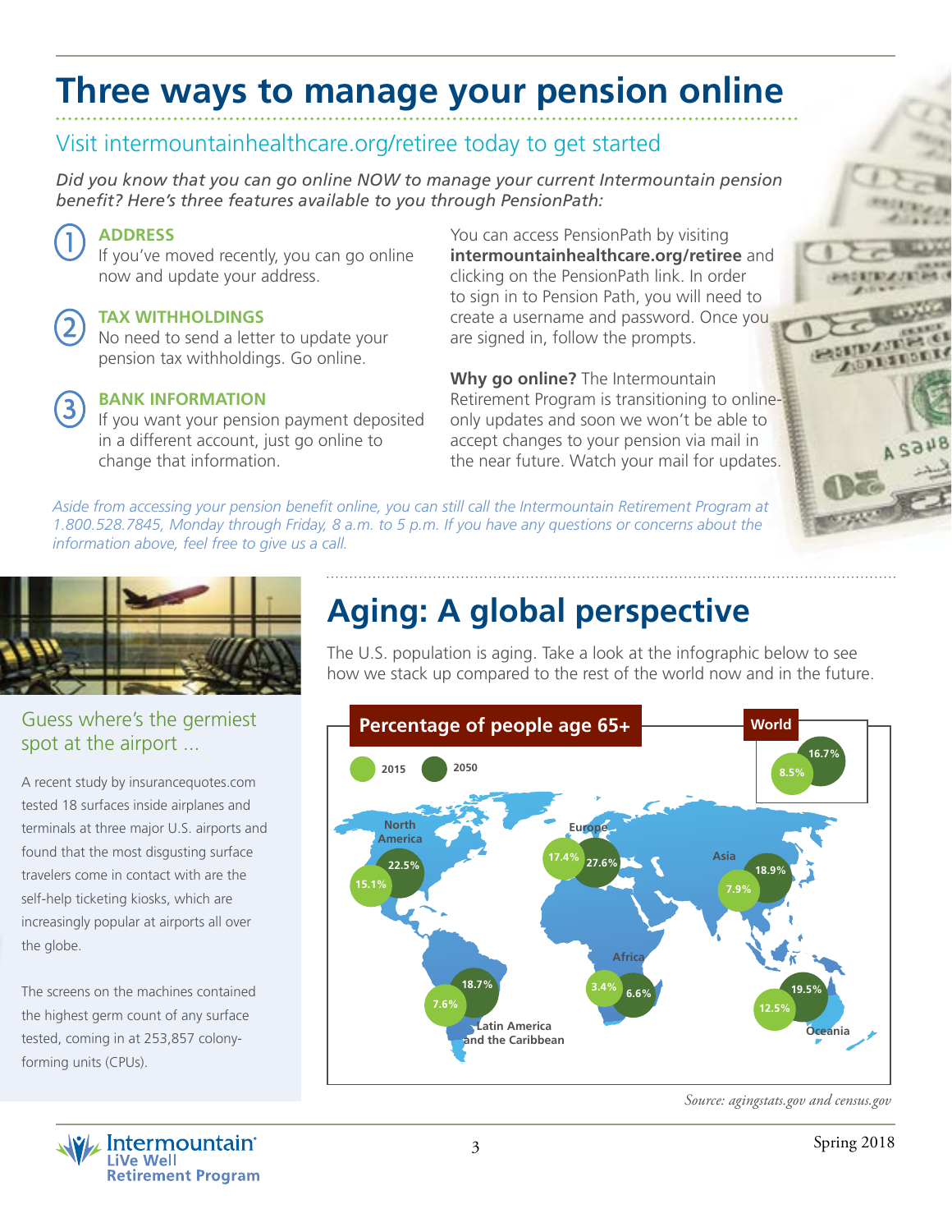# Three ways to manage your pension online

## Visit intermountainhealthcare.org/retiree today to get started

*Did you know that you can go online NOW to manage your current Intermountain pension benefit? Here's three features available to you through PensionPath:*

1. **ADDRESS**
   If you've moved recently, you can go online now and update your address.

2. **TAX WITHHOLDINGS**
   No need to send a letter to update your pension tax withholdings. Go online.

3. **BANK INFORMATION**
   If you want your pension payment deposited in a different account, just go online to change that information.

You can access PensionPath by visiting **intermountainhealthcare.org/retiree** and clicking on the PensionPath link. In order to sign in to Pension Path, you will need to create a username and password. Once you are signed in, follow the prompts.

**Why go online?** The Intermountain Retirement Program is transitioning to online-only updates and soon we won't be able to accept changes to your pension via mail in the near future. Watch your mail for updates.

*Aside from accessing your pension benefit online, you can still call the Intermountain Retirement Program at 1.800.528.7845, Monday through Friday, 8 a.m. to 5 p.m. If you have any questions or concerns about the information above, feel free to give us a call.*

## Guess where's the germiest spot at the airport ...

A recent study by insurancequotes.com tested 18 surfaces inside airplanes and terminals at three major U.S. airports and found that the most disgusting surface travelers come in contact with are the self-help ticketing kiosks, which are increasingly popular at airports all over the globe.

The screens on the machines contained the highest germ count of any surface tested, coming in at 253,857 colony-forming units (CPUs).

# Aging: A global perspective

The U.S. population is aging. Take a look at the infographic below to see how we stack up compared to the rest of the world now and in the future.

**Percentage of people age 65+**

| Region | 2015 | 2050 |
|---|---|---|
| World | 8.5% | 16.7% |
| North America | 15.1% | 22.5% |
| Europe | 17.4% | 27.6% |
| Asia | 7.9% | 18.9% |
| Africa | 3.4% | 6.6% |
| Latin America and the Caribbean | 7.6% | 18.7% |
| Oceania | 12.5% | 19.5% |

*Source: agingstats.gov and census.gov*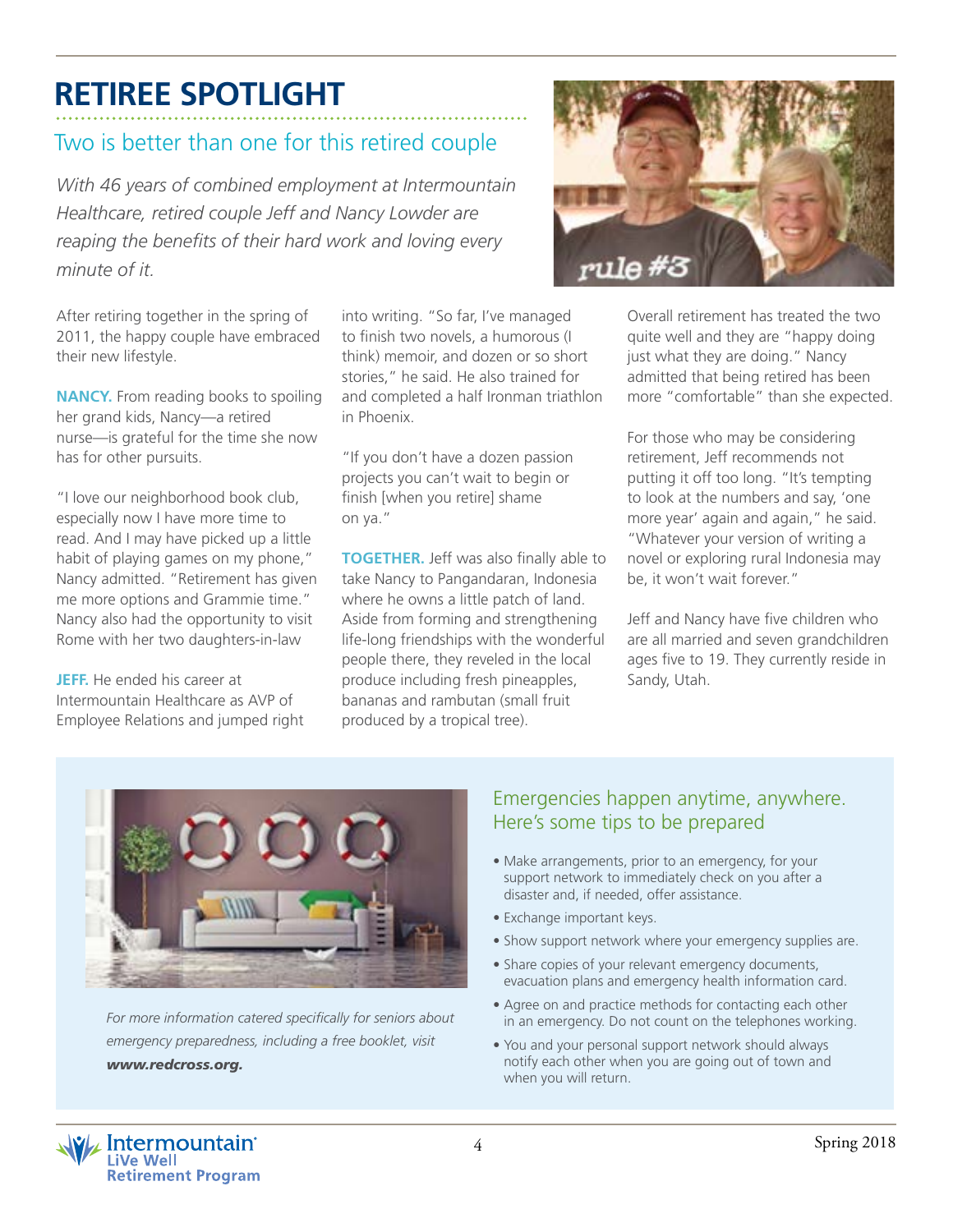# RETIREE SPOTLIGHT

## Two is better than one for this retired couple

*With 46 years of combined employment at Intermountain Healthcare, retired couple Jeff and Nancy Lowder are reaping the benefits of their hard work and loving every minute of it.*

After retiring together in the spring of 2011, the happy couple have embraced their new lifestyle.

**NANCY.** From reading books to spoiling her grand kids, Nancy—a retired nurse—is grateful for the time she now has for other pursuits.

"I love our neighborhood book club, especially now I have more time to read. And I may have picked up a little habit of playing games on my phone," Nancy admitted. "Retirement has given me more options and Grammie time." Nancy also had the opportunity to visit Rome with her two daughters-in-law

**JEFF.** He ended his career at Intermountain Healthcare as AVP of Employee Relations and jumped right into writing. "So far, I've managed to finish two novels, a humorous (I think) memoir, and dozen or so short stories," he said. He also trained for and completed a half Ironman triathlon in Phoenix.

"If you don't have a dozen passion projects you can't wait to begin or finish [when you retire] shame on ya."

**TOGETHER.** Jeff was also finally able to take Nancy to Pangandaran, Indonesia where he owns a little patch of land. Aside from forming and strengthening life-long friendships with the wonderful people there, they reveled in the local produce including fresh pineapples, bananas and rambutan (small fruit produced by a tropical tree).

Overall retirement has treated the two quite well and they are "happy doing just what they are doing." Nancy admitted that being retired has been more "comfortable" than she expected.

For those who may be considering retirement, Jeff recommends not putting it off too long. "It's tempting to look at the numbers and say, 'one more year' again and again," he said. "Whatever your version of writing a novel or exploring rural Indonesia may be, it won't wait forever."

Jeff and Nancy have five children who are all married and seven grandchildren ages five to 19. They currently reside in Sandy, Utah.

## Emergencies happen anytime, anywhere. Here's some tips to be prepared

- Make arrangements, prior to an emergency, for your support network to immediately check on you after a disaster and, if needed, offer assistance.
- Exchange important keys.
- Show support network where your emergency supplies are.
- Share copies of your relevant emergency documents, evacuation plans and emergency health information card.
- Agree on and practice methods for contacting each other in an emergency. Do not count on the telephones working.
- You and your personal support network should always notify each other when you are going out of town and when you will return.

*For more information catered specifically for seniors about emergency preparedness, including a free booklet, visit* ***www.redcross.org.***